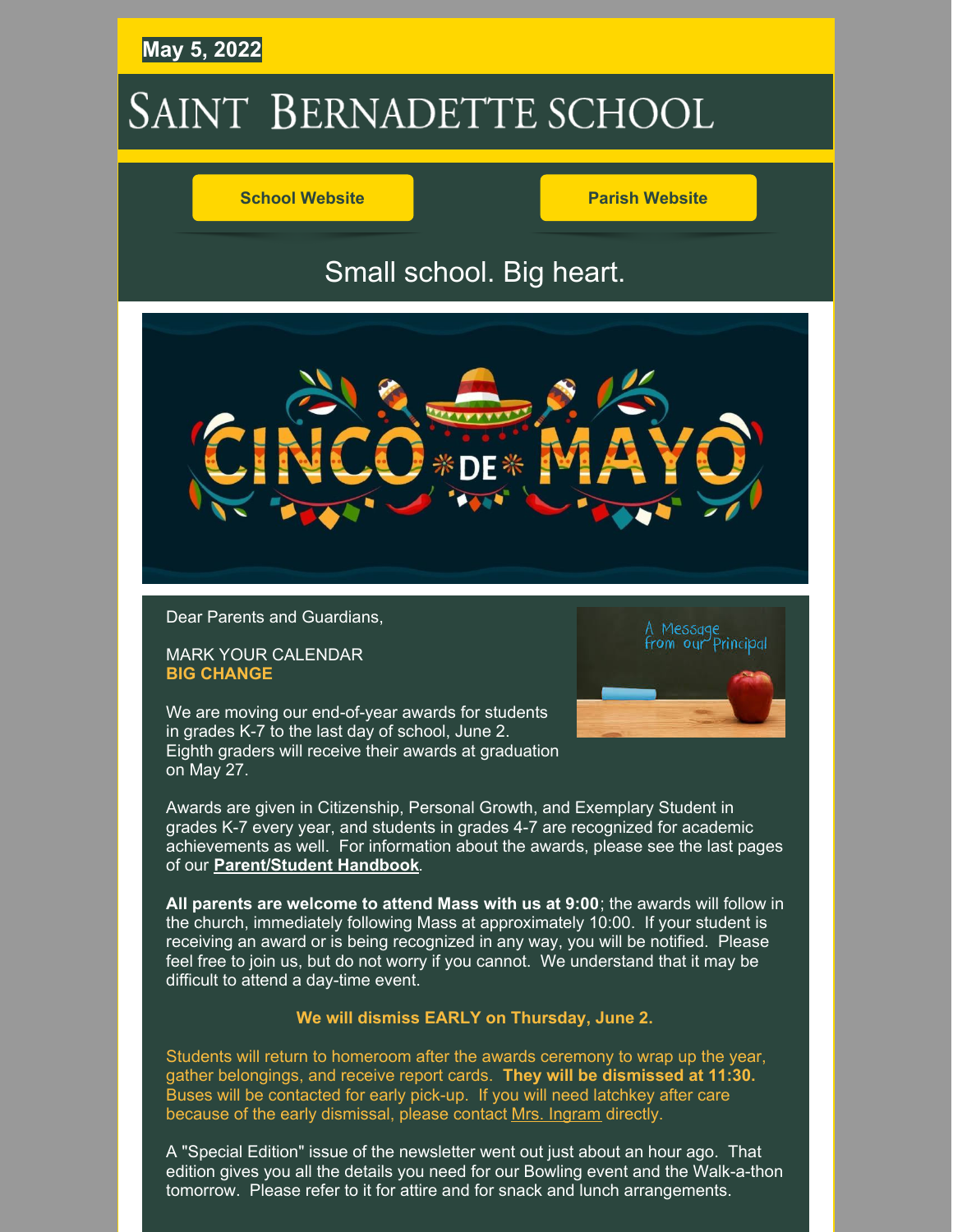**May 5, 2022**

# SAINT BERNADETTE SCHOOL

School Website | Parish Website

Small school. Big heart.

Dear Parents and Guardians,

MARK YOUR CALENDAR
**BIG CHANGE**

We are moving our end-of-year awards for students in grades K-7 to the last day of school, June 2. Eighth graders will receive their awards at graduation on May 27.

Awards are given in Citizenship, Personal Growth, and Exemplary Student in grades K-7 every year, and students in grades 4-7 are recognized for academic achievements as well. For information about the awards, please see the last pages of our **Parent/Student Handbook**.

**All parents are welcome to attend Mass with us at 9:00**; the awards will follow in the church, immediately following Mass at approximately 10:00. If your student is receiving an award or is being recognized in any way, you will be notified. Please feel free to join us, but do not worry if you cannot. We understand that it may be difficult to attend a day-time event.

**We will dismiss EARLY on Thursday, June 2.**

Students will return to homeroom after the awards ceremony to wrap up the year, gather belongings, and receive report cards. **They will be dismissed at 11:30.** Buses will be contacted for early pick-up. If you will need latchkey after care because of the early dismissal, please contact Mrs. Ingram directly.

A "Special Edition" issue of the newsletter went out just about an hour ago. That edition gives you all the details you need for our Bowling event and the Walk-a-thon tomorrow. Please refer to it for attire and for snack and lunch arrangements.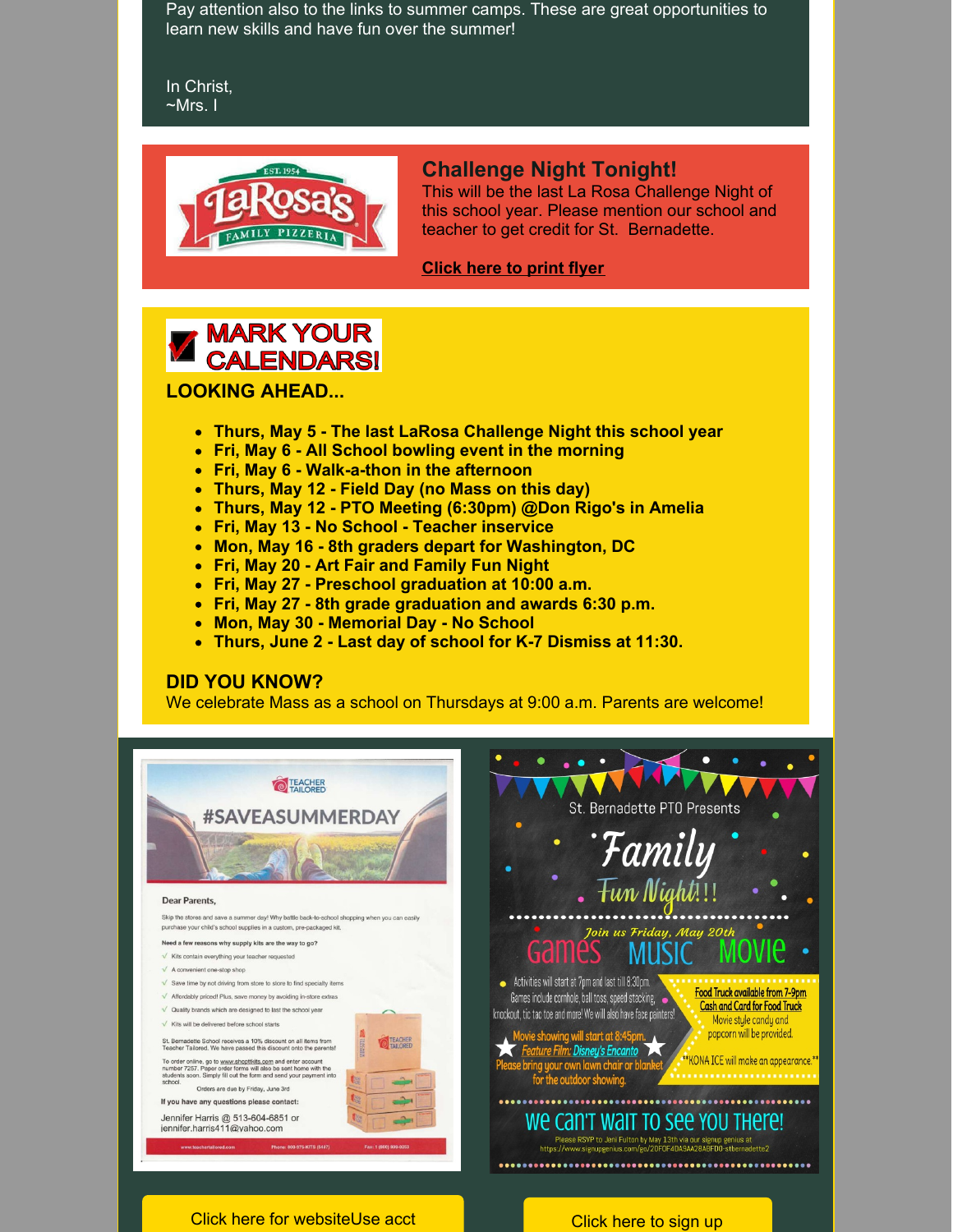Pay attention also to the links to summer camps. These are great opportunities to learn new skills and have fun over the summer!

In Christ,
~Mrs. I

## Challenge Night Tonight!

This will be the last La Rosa Challenge Night of this school year. Please mention our school and teacher to get credit for St. Bernadette.

**Click here to print flyer**

## MARK YOUR CALENDARS!

### LOOKING AHEAD...

- **Thurs, May 5 - The last LaRosa Challenge Night this school year**
- **Fri, May 6 - All School bowling event in the morning**
- **Fri, May 6 - Walk-a-thon in the afternoon**
- **Thurs, May 12 - Field Day (no Mass on this day)**
- **Thurs, May 12 - PTO Meeting (6:30pm) @Don Rigo's in Amelia**
- **Fri, May 13 - No School - Teacher inservice**
- **Mon, May 16 - 8th graders depart for Washington, DC**
- **Fri, May 20 - Art Fair and Family Fun Night**
- **Fri, May 27 - Preschool graduation at 10:00 a.m.**
- **Fri, May 27 - 8th grade graduation and awards 6:30 p.m.**
- **Mon, May 30 - Memorial Day - No School**
- **Thurs, June 2 - Last day of school for K-7 Dismiss at 11:30.**

### DID YOU KNOW?

We celebrate Mass as a school on Thursdays at 9:00 a.m. Parents are welcome!

Click here for websiteUse acct

Click here to sign up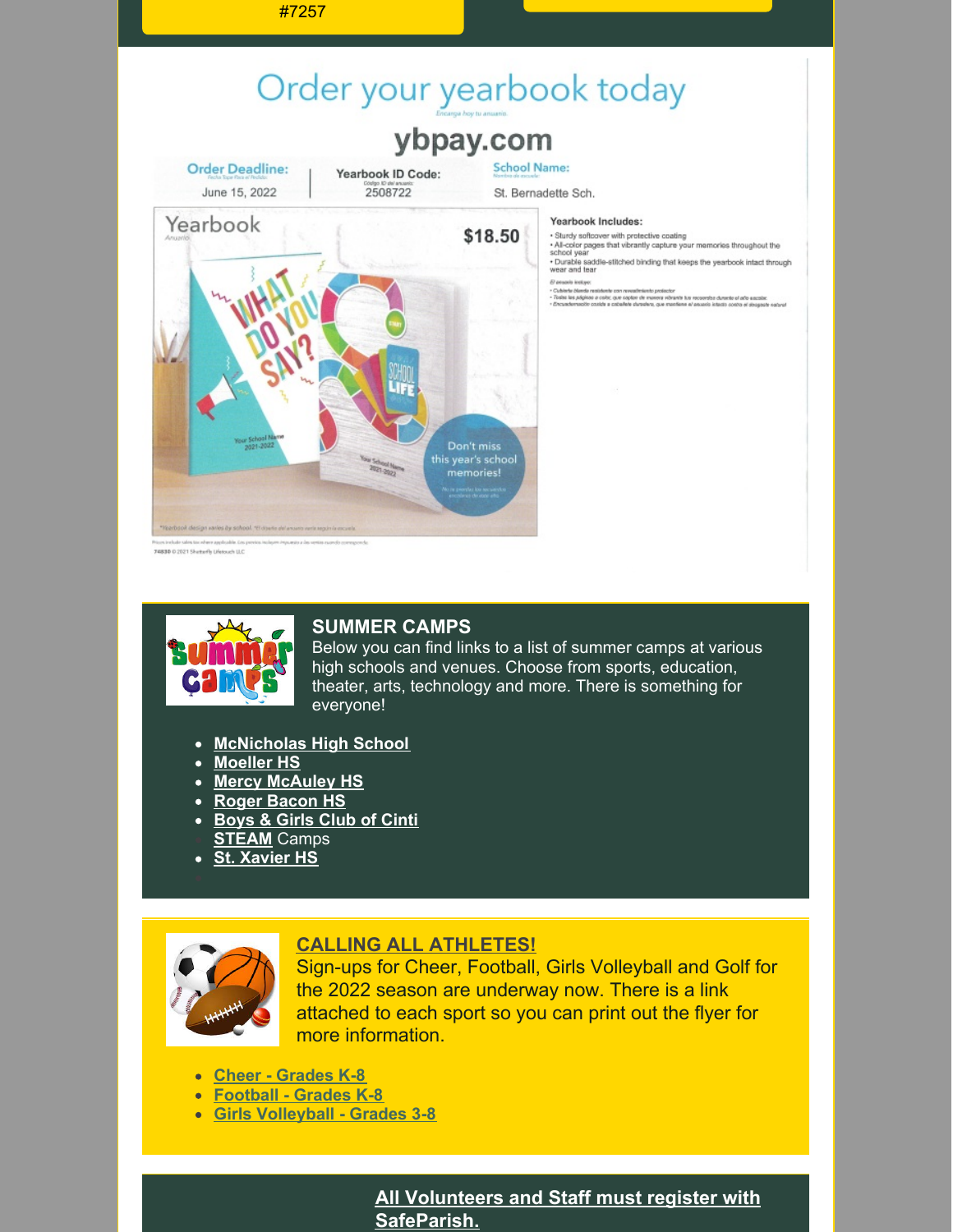#7257

# Order your yearbook today

Encarga hoy tu anuario.

## ybpay.com

| Order Deadline: | Yearbook ID Code: | School Name: |
| --- | --- | --- |
| June 15, 2022 | 2508722 | St. Bernadette Sch. |

Yearbook

$18.50

WHAT DO YOU SAY?

SCHOOL LIFE

Your School Name 2021-2022

Don't miss this year's school memories!

**Yearbook Includes:**

- Sturdy softcover with protective coating
- All-color pages that vibrantly capture your memories throughout the school year
- Durable saddle-stitched binding that keeps the yearbook intact through wear and tear

*Yearbook design varies by school.

74830 © 2021 Shutterfly Lifetouch LLC

### SUMMER CAMPS

Below you can find links to a list of summer camps at various high schools and venues. Choose from sports, education, theater, arts, technology and more. There is something for everyone!

- **McNicholas High School**
- **Moeller HS**
- **Mercy McAuley HS**
- **Roger Bacon HS**
- **Boys & Girls Club of Cinti**
- **STEAM** Camps
- **St. Xavier HS**

### CALLING ALL ATHLETES!

Sign-ups for Cheer, Football, Girls Volleyball and Golf for the 2022 season are underway now. There is a link attached to each sport so you can print out the flyer for more information.

- **Cheer - Grades K-8**
- **Football - Grades K-8**
- **Girls Volleyball - Grades 3-8**

### All Volunteers and Staff must register with SafeParish.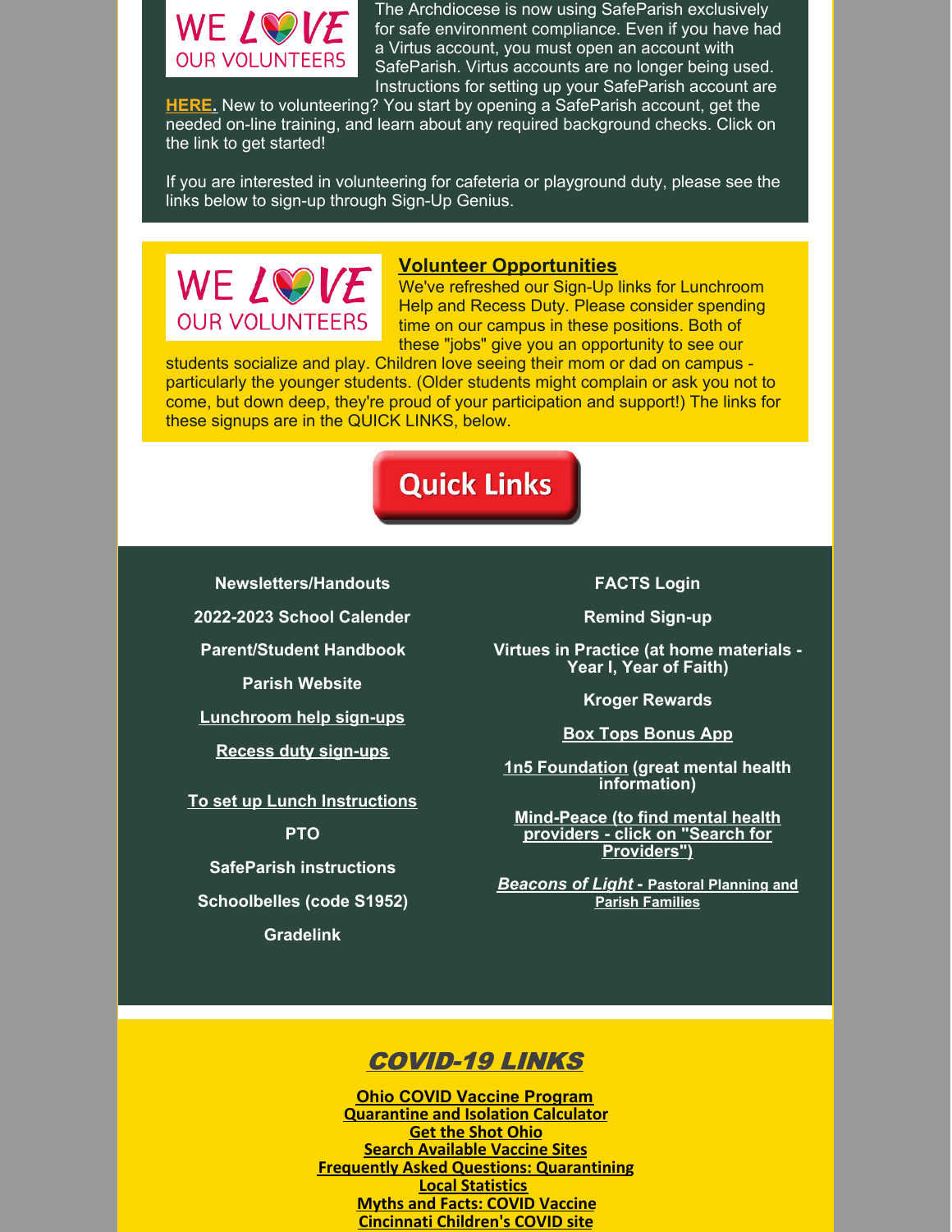WE LOVE OUR VOLUNTEERS

The Archdiocese is now using SafeParish exclusively for safe environment compliance. Even if you have had a Virtus account, you must open an account with SafeParish. Virtus accounts are no longer being used. Instructions for setting up your SafeParish account are **HERE.** New to volunteering? You start by opening a SafeParish account, get the needed on-line training, and learn about any required background checks. Click on the link to get started!

If you are interested in volunteering for cafeteria or playground duty, please see the links below to sign-up through Sign-Up Genius.

WE LOVE OUR VOLUNTEERS

## Volunteer Opportunities

We've refreshed our Sign-Up links for Lunchroom Help and Recess Duty. Please consider spending time on our campus in these positions. Both of these "jobs" give you an opportunity to see our students socialize and play. Children love seeing their mom or dad on campus - particularly the younger students. (Older students might complain or ask you not to come, but down deep, they're proud of your participation and support!) The links for these signups are in the QUICK LINKS, below.

## Quick Links

**Newsletters/Handouts**

**2022-2023 School Calender**

**Parent/Student Handbook**

**Parish Website**

**Lunchroom help sign-ups**

**Recess duty sign-ups**

**To set up Lunch Instructions**

**PTO**

**SafeParish instructions**

**Schoolbelles (code S1952)**

**Gradelink**

**FACTS Login**

**Remind Sign-up**

**Virtues in Practice (at home materials - Year I, Year of Faith)**

**Kroger Rewards**

**Box Tops Bonus App**

**1n5 Foundation (great mental health information)**

**Mind-Peace (to find mental health providers - click on "Search for Providers")**

***Beacons of Light* - Pastoral Planning and Parish Families**

## *COVID-19 LINKS*

**Ohio COVID Vaccine Program**
**Quarantine and Isolation Calculator**
**Get the Shot Ohio**
**Search Available Vaccine Sites**
**Frequently Asked Questions: Quarantining**
**Local Statistics**
**Myths and Facts: COVID Vaccine**
**Cincinnati Children's COVID site**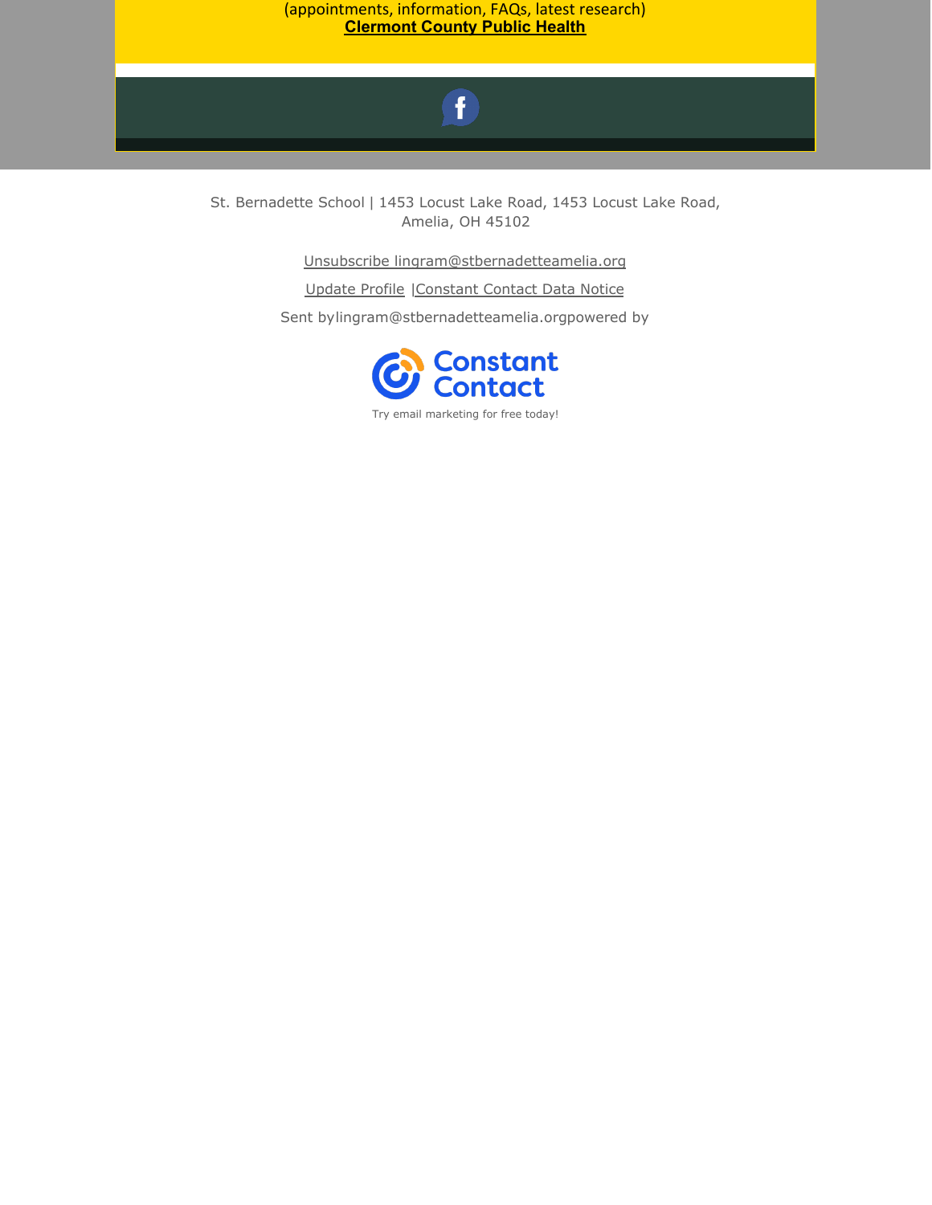(appointments, information, FAQs, latest research)

**Clermont County Public Health**

St. Bernadette School | 1453 Locust Lake Road, 1453 Locust Lake Road, Amelia, OH 45102

Unsubscribe lingram@stbernadetteamelia.org

Update Profile |Constant Contact Data Notice

Sent bylingram@stbernadetteamelia.orgpowered by

Constant Contact

Try email marketing for free today!